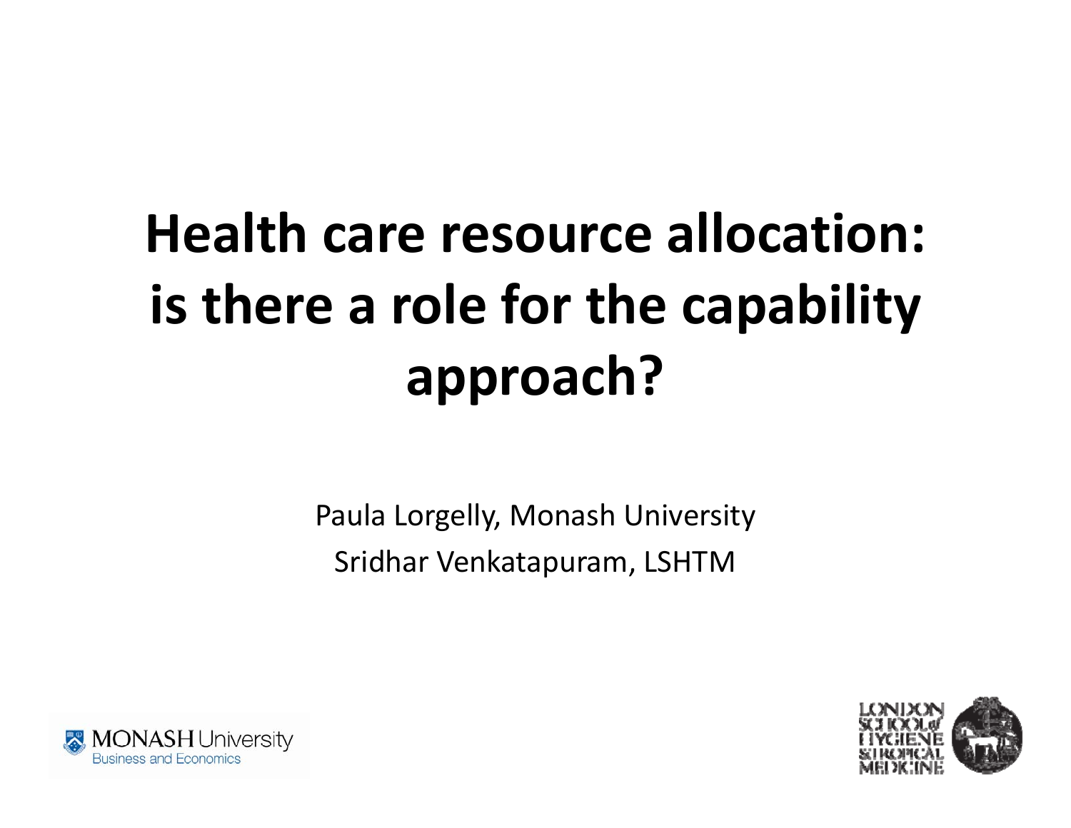# Health care resource allocation: is there a role for the capability approach?

Paula Lorgelly, Monash University

Sridhar Venkatapuram, LSHTM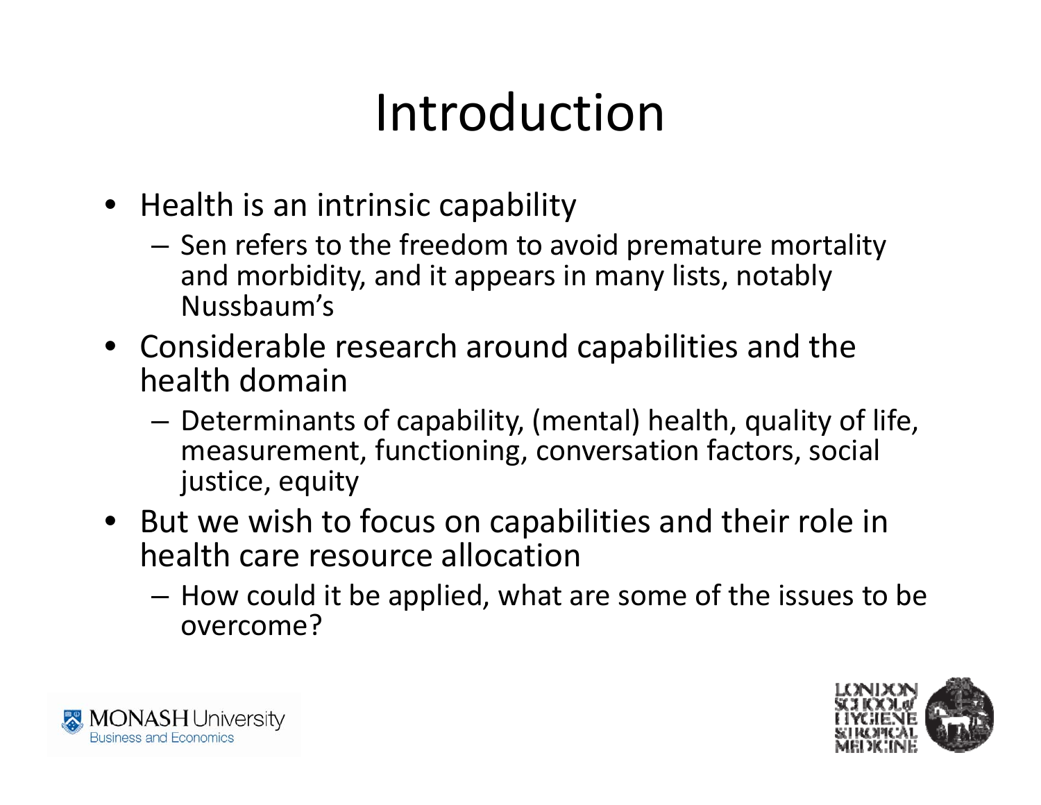# Introduction

- Health is an intrinsic capability
  - Sen refers to the freedom to avoid premature mortality and morbidity, and it appears in many lists, notably Nussbaum's
- Considerable research around capabilities and the health domain
  - Determinants of capability, (mental) health, quality of life, measurement, functioning, conversation factors, social justice, equity
- But we wish to focus on capabilities and their role in health care resource allocation
  - How could it be applied, what are some of the issues to be overcome?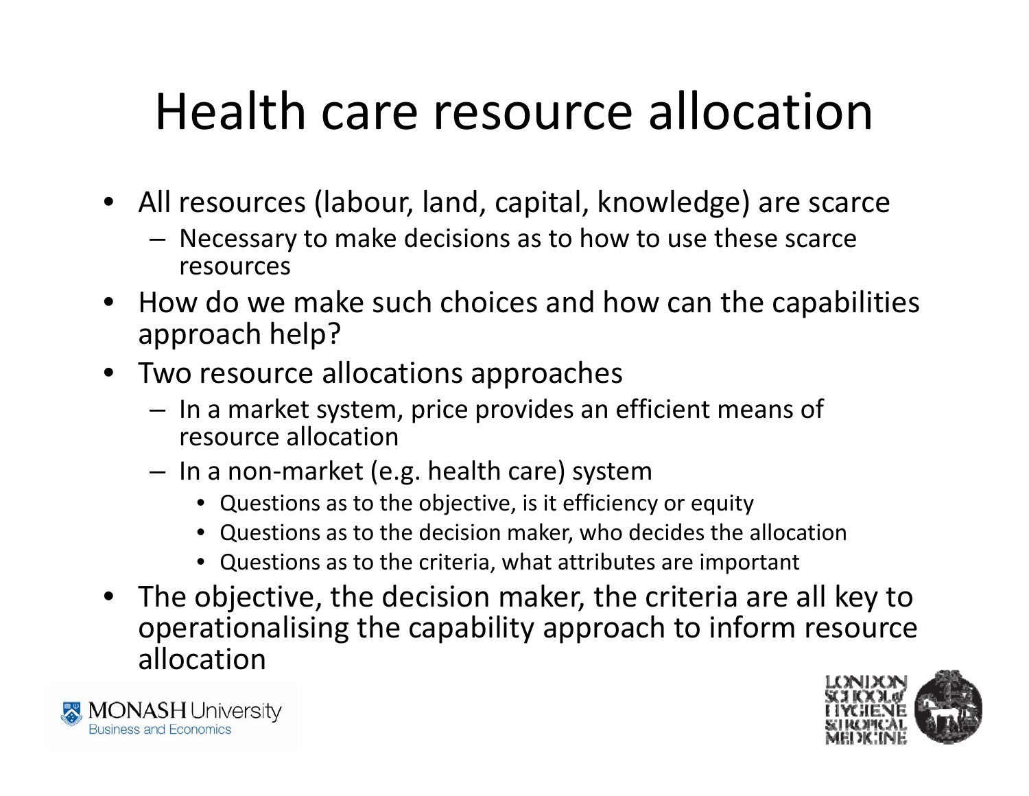# Health care resource allocation

- All resources (labour, land, capital, knowledge) are scarce
  - Necessary to make decisions as to how to use these scarce resources
- How do we make such choices and how can the capabilities approach help?
- Two resource allocations approaches
  - In a market system, price provides an efficient means of resource allocation
  - In a non-market (e.g. health care) system
    - Questions as to the objective, is it efficiency or equity
    - Questions as to the decision maker, who decides the allocation
    - Questions as to the criteria, what attributes are important
- The objective, the decision maker, the criteria are all key to operationalising the capability approach to inform resource allocation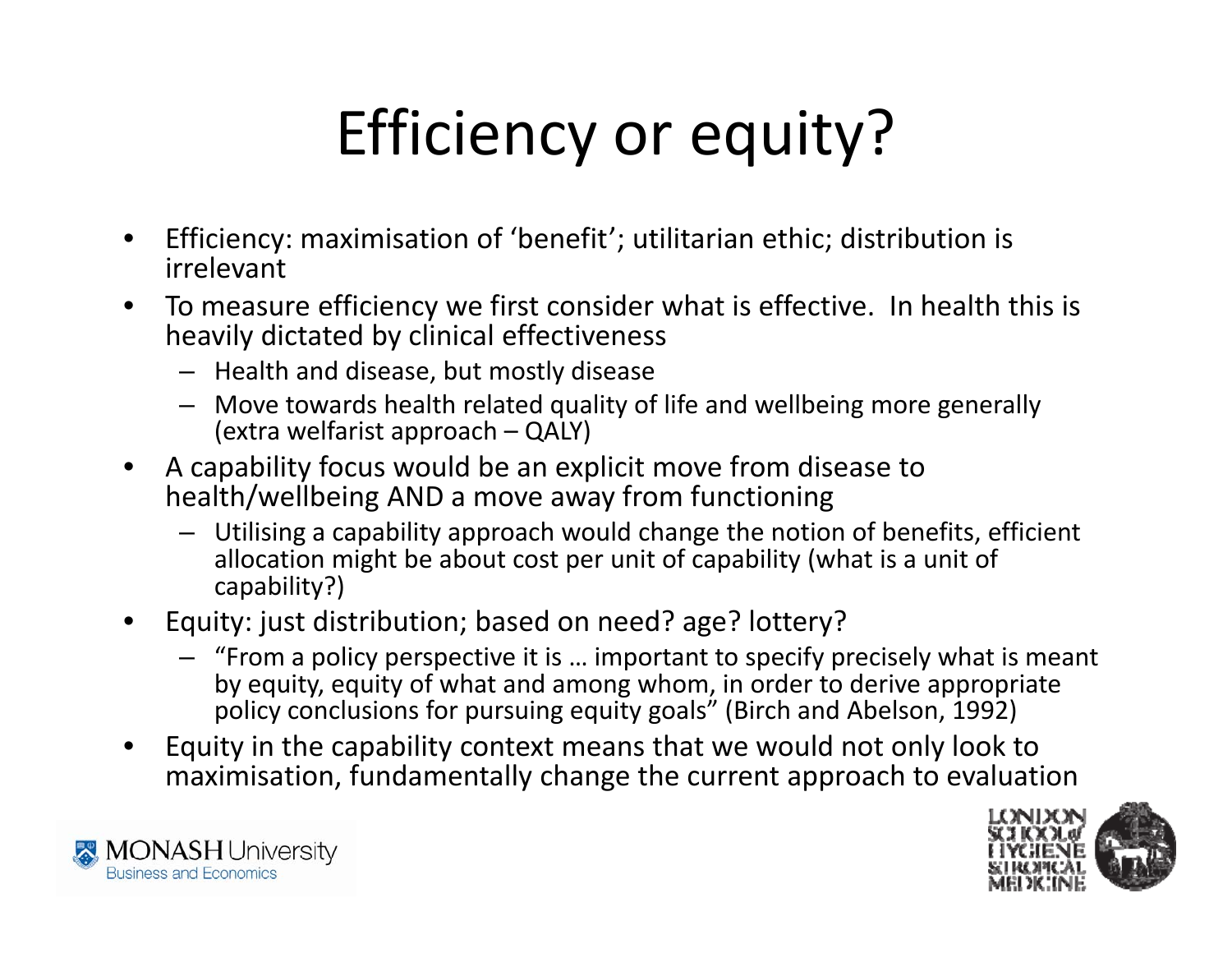# Efficiency or equity?

- Efficiency: maximisation of 'benefit'; utilitarian ethic; distribution is irrelevant
- To measure efficiency we first consider what is effective. In health this is heavily dictated by clinical effectiveness
  - Health and disease, but mostly disease
  - Move towards health related quality of life and wellbeing more generally (extra welfarist approach – QALY)
- A capability focus would be an explicit move from disease to health/wellbeing AND a move away from functioning
  - Utilising a capability approach would change the notion of benefits, efficient allocation might be about cost per unit of capability (what is a unit of capability?)
- Equity: just distribution; based on need? age? lottery?
  - "From a policy perspective it is … important to specify precisely what is meant by equity, equity of what and among whom, in order to derive appropriate policy conclusions for pursuing equity goals" (Birch and Abelson, 1992)
- Equity in the capability context means that we would not only look to maximisation, fundamentally change the current approach to evaluation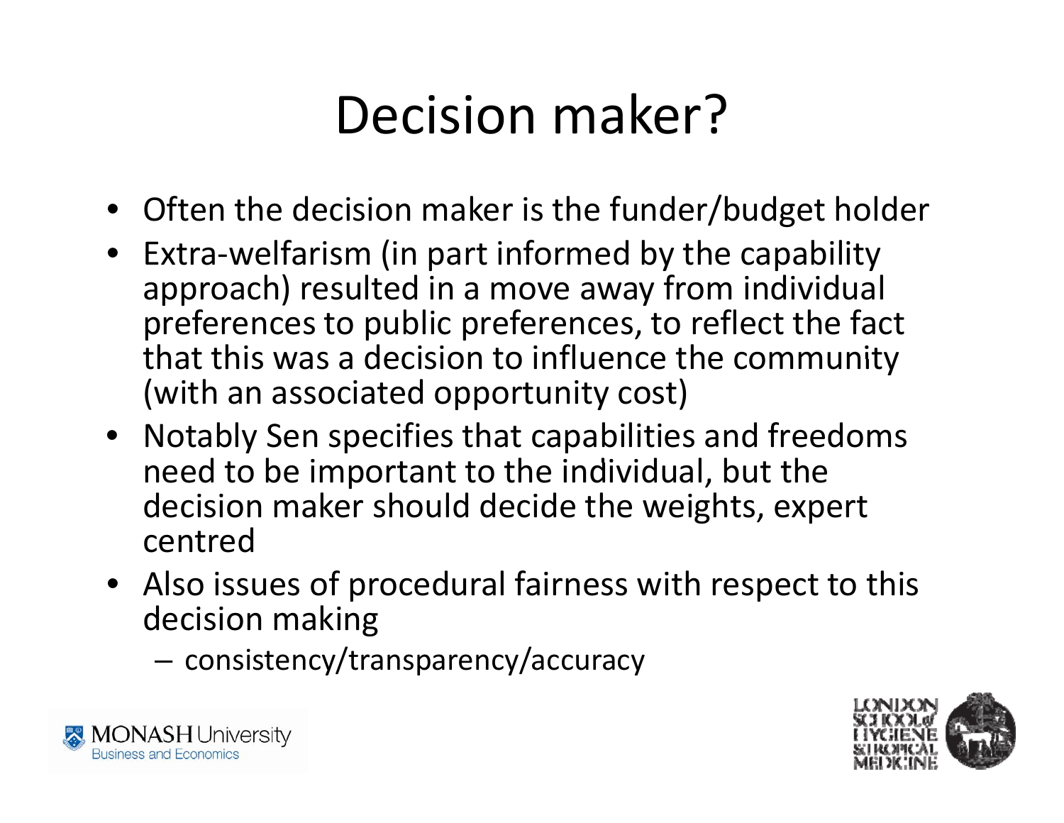# Decision maker?

- Often the decision maker is the funder/budget holder
- Extra-welfarism (in part informed by the capability approach) resulted in a move away from individual preferences to public preferences, to reflect the fact that this was a decision to influence the community (with an associated opportunity cost)
- Notably Sen specifies that capabilities and freedoms need to be important to the individual, but the decision maker should decide the weights, expert centred
- Also issues of procedural fairness with respect to this decision making
  - consistency/transparency/accuracy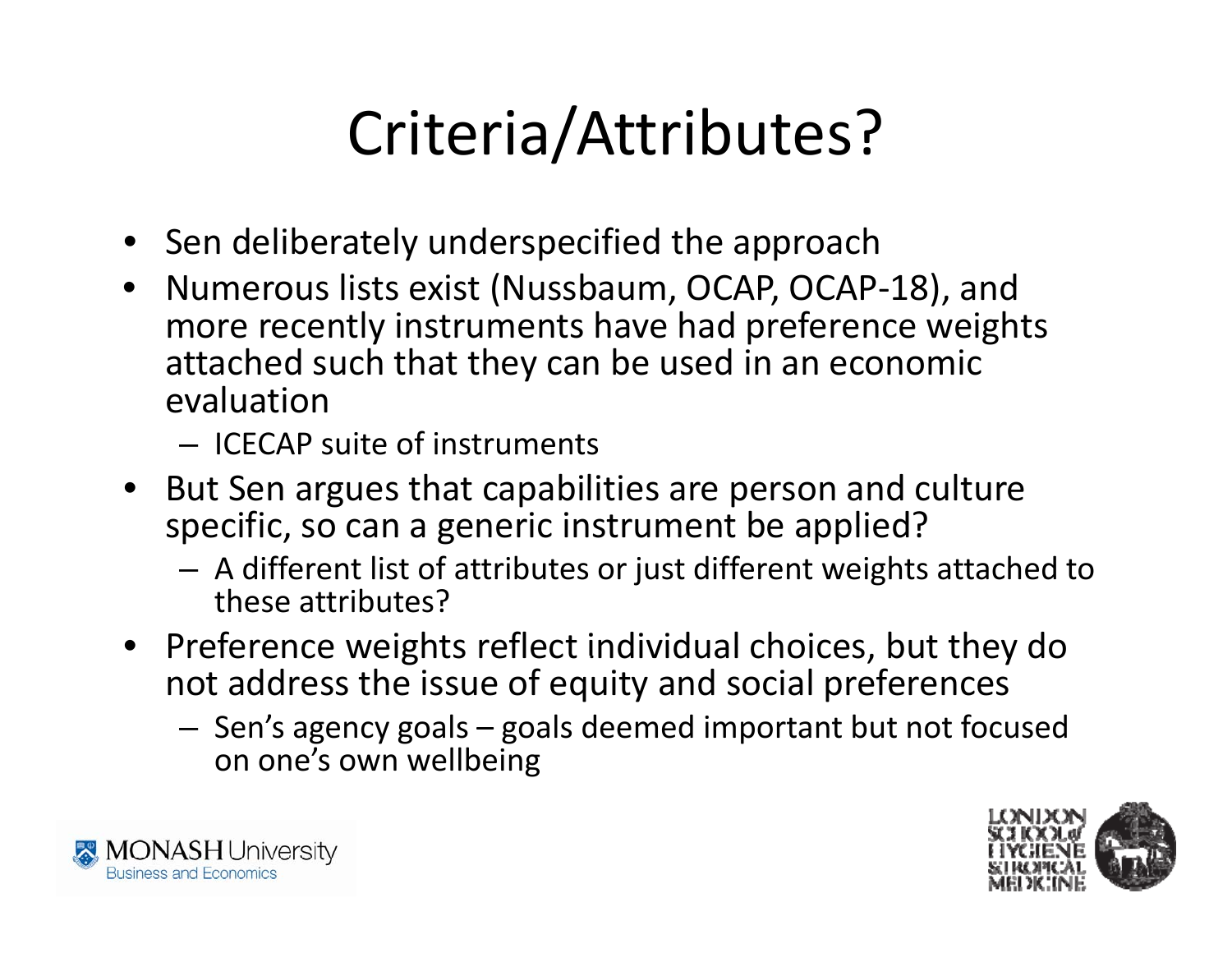# Criteria/Attributes?

- Sen deliberately underspecified the approach
- Numerous lists exist (Nussbaum, OCAP, OCAP-18), and more recently instruments have had preference weights attached such that they can be used in an economic evaluation
  - ICECAP suite of instruments
- But Sen argues that capabilities are person and culture specific, so can a generic instrument be applied?
  - A different list of attributes or just different weights attached to these attributes?
- Preference weights reflect individual choices, but they do not address the issue of equity and social preferences
  - Sen's agency goals – goals deemed important but not focused on one's own wellbeing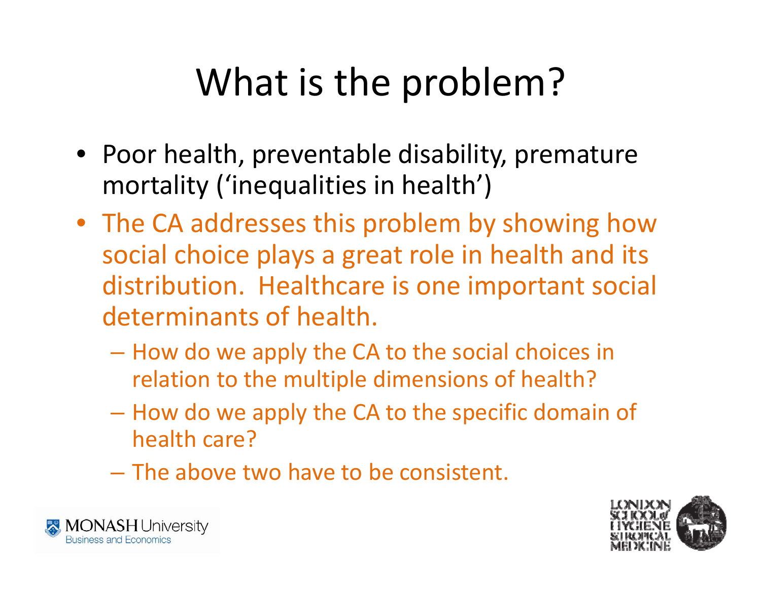# What is the problem?

- Poor health, preventable disability, premature mortality ('inequalities in health')
- The CA addresses this problem by showing how social choice plays a great role in health and its distribution. Healthcare is one important social determinants of health.
  - How do we apply the CA to the social choices in relation to the multiple dimensions of health?
  - How do we apply the CA to the specific domain of health care?
  - The above two have to be consistent.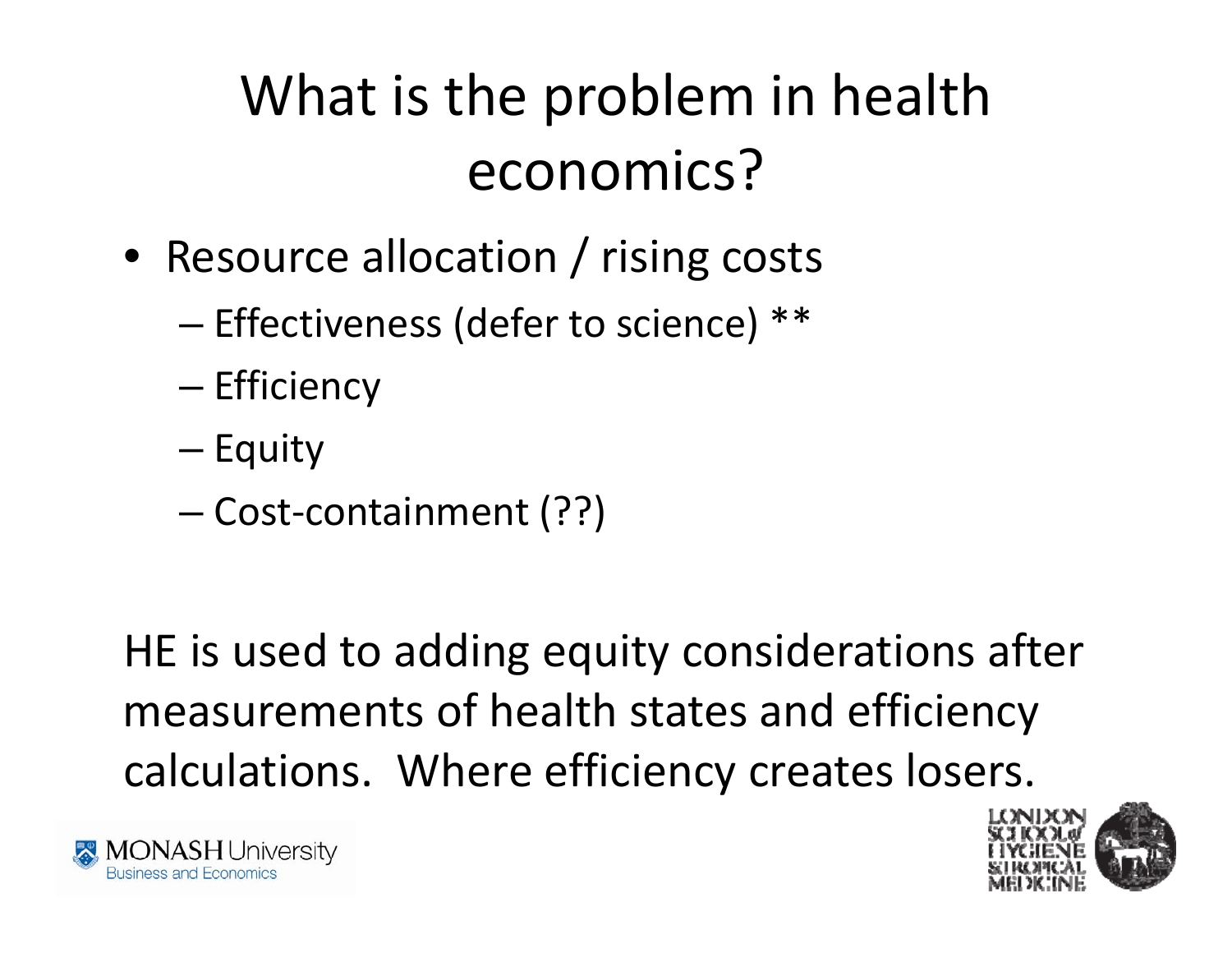# What is the problem in health economics?

- Resource allocation / rising costs
  - Effectiveness (defer to science) **
  - Efficiency
  - Equity
  - Cost-containment (??)

HE is used to adding equity considerations after measurements of health states and efficiency calculations. Where efficiency creates losers.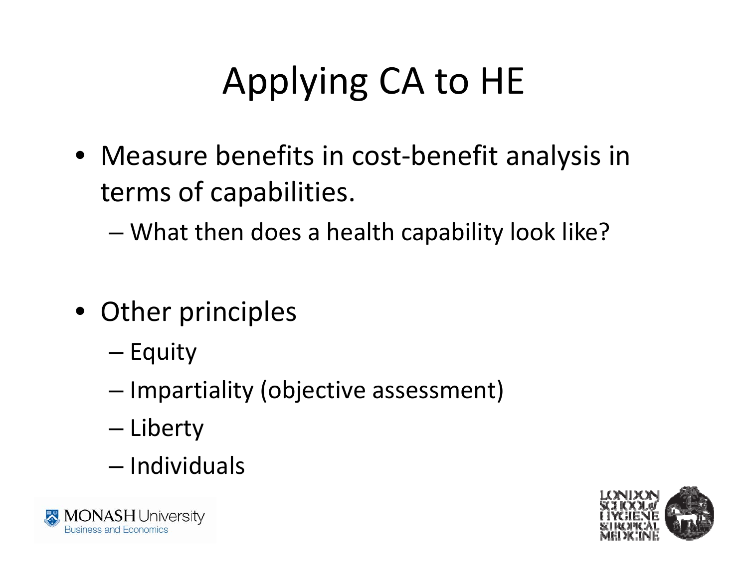# Applying CA to HE

- Measure benefits in cost-benefit analysis in terms of capabilities.
  - What then does a health capability look like?

- Other principles
  - Equity
  - Impartiality (objective assessment)
  - Liberty
  - Individuals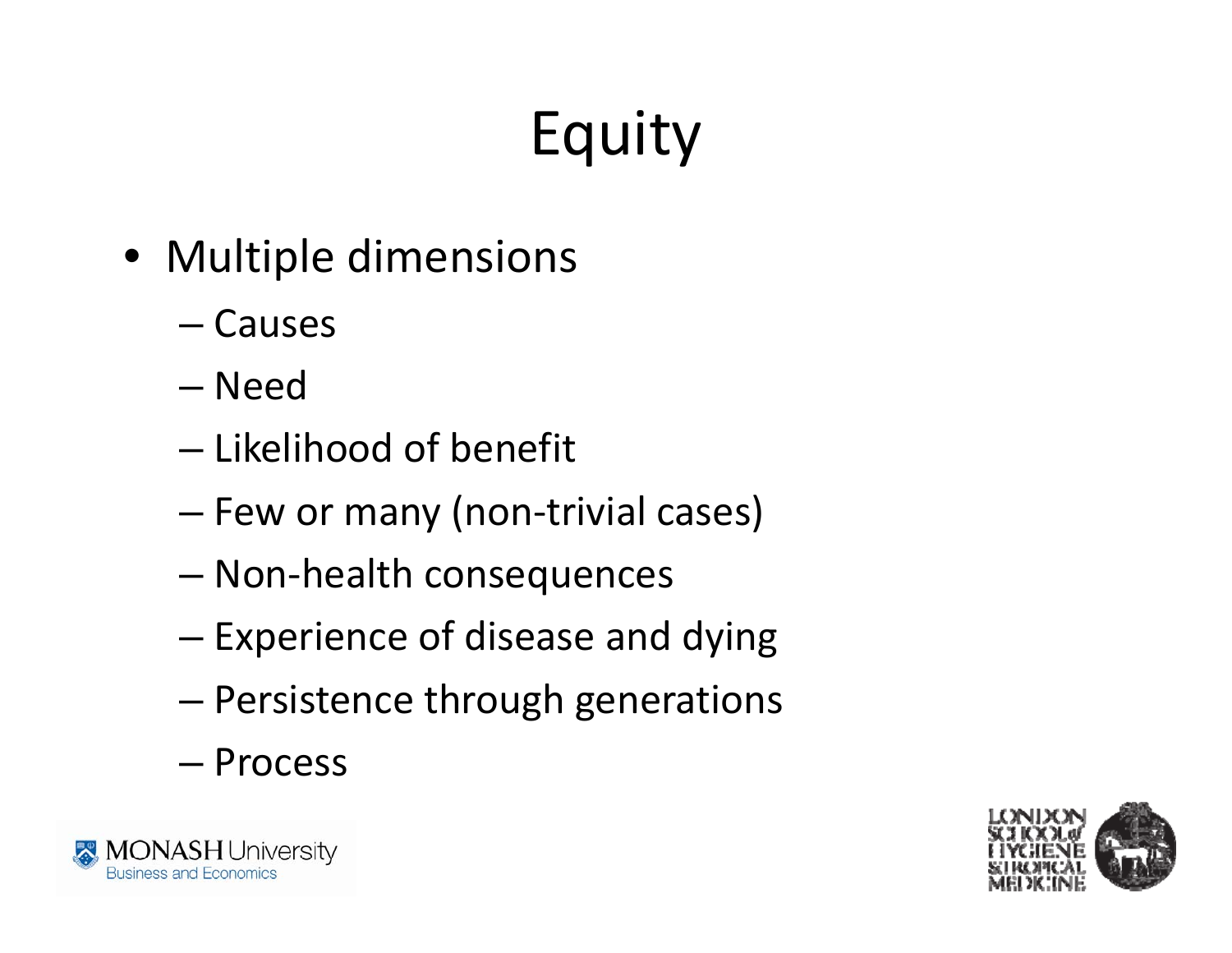# Equity

- Multiple dimensions
  - Causes
  - Need
  - Likelihood of benefit
  - Few or many (non-trivial cases)
  - Non-health consequences
  - Experience of disease and dying
  - Persistence through generations
  - Process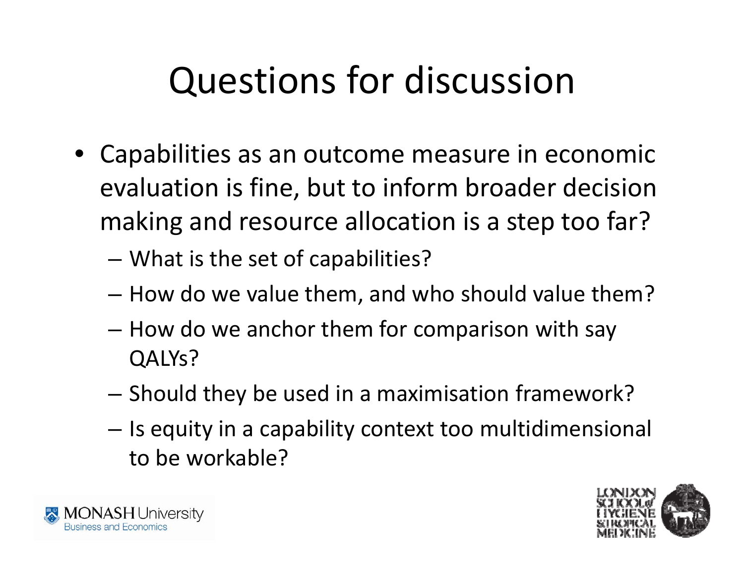# Questions for discussion

- Capabilities as an outcome measure in economic evaluation is fine, but to inform broader decision making and resource allocation is a step too far?
  - What is the set of capabilities?
  - How do we value them, and who should value them?
  - How do we anchor them for comparison with say QALYs?
  - Should they be used in a maximisation framework?
  - Is equity in a capability context too multidimensional to be workable?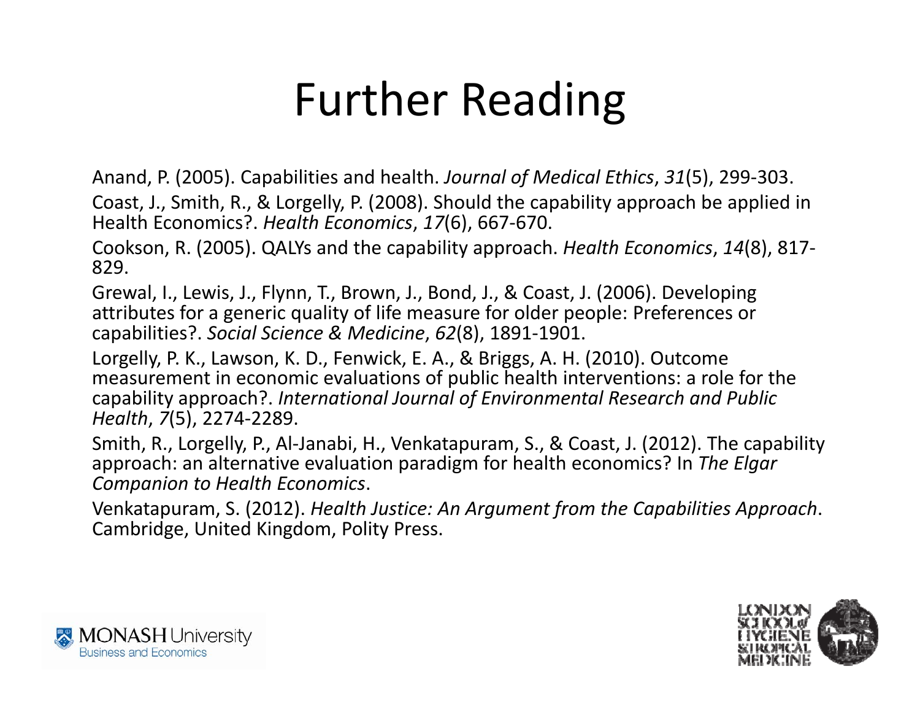# Further Reading

Anand, P. (2005). Capabilities and health. *Journal of Medical Ethics*, *31*(5), 299-303.

Coast, J., Smith, R., & Lorgelly, P. (2008). Should the capability approach be applied in Health Economics?. *Health Economics*, *17*(6), 667-670.

Cookson, R. (2005). QALYs and the capability approach. *Health Economics*, *14*(8), 817-829.

Grewal, I., Lewis, J., Flynn, T., Brown, J., Bond, J., & Coast, J. (2006). Developing attributes for a generic quality of life measure for older people: Preferences or capabilities?. *Social Science & Medicine*, *62*(8), 1891-1901.

Lorgelly, P. K., Lawson, K. D., Fenwick, E. A., & Briggs, A. H. (2010). Outcome measurement in economic evaluations of public health interventions: a role for the capability approach?. *International Journal of Environmental Research and Public Health*, *7*(5), 2274-2289.

Smith, R., Lorgelly, P., Al-Janabi, H., Venkatapuram, S., & Coast, J. (2012). The capability approach: an alternative evaluation paradigm for health economics? In *The Elgar Companion to Health Economics*.

Venkatapuram, S. (2012). *Health Justice: An Argument from the Capabilities Approach*. Cambridge, United Kingdom, Polity Press.